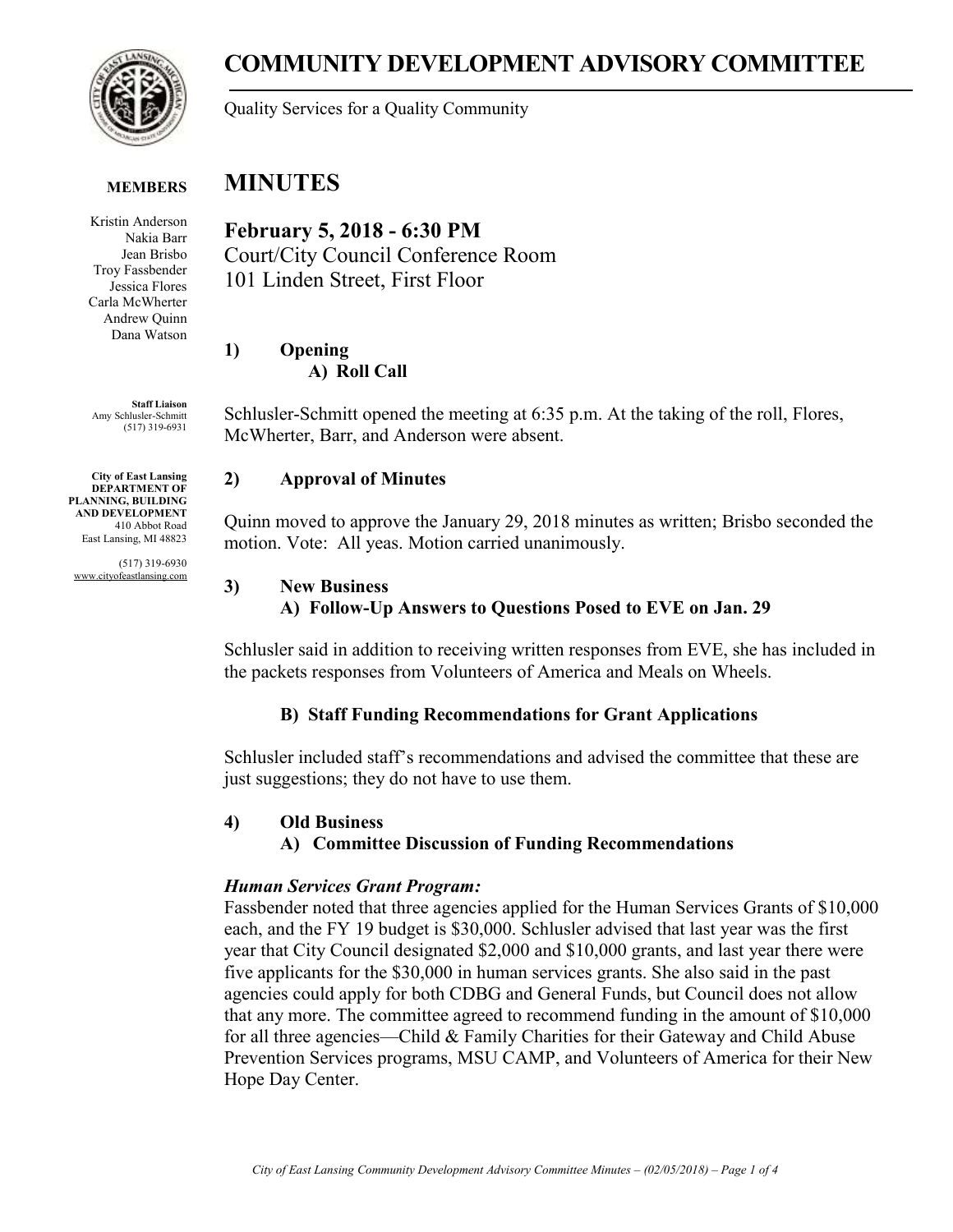# COMMUNITY DEVELOPMENT ADVISORY COMMITTEE

Quality Services for a Quality Community

**MEMBERS**

Kristin Anderson
Nakia Barr
Jean Brisbo
Troy Fassbender
Jessica Flores
Carla McWherter
Andrew Quinn
Dana Watson

**Staff Liaison**
Amy Schlusler-Schmitt
(517) 319-6931

**City of East Lansing**
**DEPARTMENT OF PLANNING, BUILDING AND DEVELOPMENT**
410 Abbot Road
East Lansing, MI 48823

(517) 319-6930
www.cityofeastlansing.com

# MINUTES

## February 5, 2018 - 6:30 PM

Court/City Council Conference Room
101 Linden Street, First Floor

### 1) Opening

#### A) Roll Call

Schlusler-Schmitt opened the meeting at 6:35 p.m. At the taking of the roll, Flores, McWherter, Barr, and Anderson were absent.

### 2) Approval of Minutes

Quinn moved to approve the January 29, 2018 minutes as written; Brisbo seconded the motion. Vote: All yeas. Motion carried unanimously.

### 3) New Business

#### A) Follow-Up Answers to Questions Posed to EVE on Jan. 29

Schlusler said in addition to receiving written responses from EVE, she has included in the packets responses from Volunteers of America and Meals on Wheels.

#### B) Staff Funding Recommendations for Grant Applications

Schlusler included staff's recommendations and advised the committee that these are just suggestions; they do not have to use them.

### 4) Old Business

#### A) Committee Discussion of Funding Recommendations

***Human Services Grant Program:***

Fassbender noted that three agencies applied for the Human Services Grants of $10,000 each, and the FY 19 budget is $30,000. Schlusler advised that last year was the first year that City Council designated $2,000 and $10,000 grants, and last year there were five applicants for the $30,000 in human services grants. She also said in the past agencies could apply for both CDBG and General Funds, but Council does not allow that any more. The committee agreed to recommend funding in the amount of $10,000 for all three agencies—Child & Family Charities for their Gateway and Child Abuse Prevention Services programs, MSU CAMP, and Volunteers of America for their New Hope Day Center.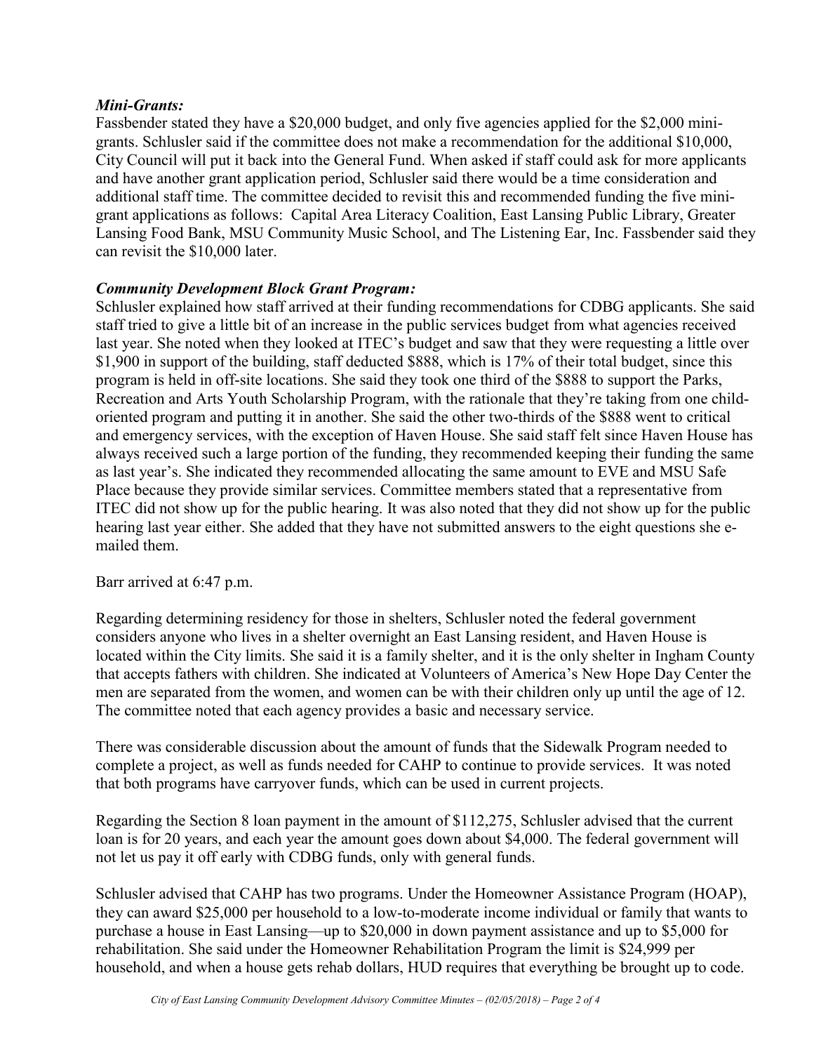***Mini-Grants:***

Fassbender stated they have a $20,000 budget, and only five agencies applied for the $2,000 mini-grants. Schlusler said if the committee does not make a recommendation for the additional $10,000, City Council will put it back into the General Fund. When asked if staff could ask for more applicants and have another grant application period, Schlusler said there would be a time consideration and additional staff time. The committee decided to revisit this and recommended funding the five mini-grant applications as follows: Capital Area Literacy Coalition, East Lansing Public Library, Greater Lansing Food Bank, MSU Community Music School, and The Listening Ear, Inc. Fassbender said they can revisit the $10,000 later.

***Community Development Block Grant Program:***

Schlusler explained how staff arrived at their funding recommendations for CDBG applicants. She said staff tried to give a little bit of an increase in the public services budget from what agencies received last year. She noted when they looked at ITEC's budget and saw that they were requesting a little over $1,900 in support of the building, staff deducted $888, which is 17% of their total budget, since this program is held in off-site locations. She said they took one third of the $888 to support the Parks, Recreation and Arts Youth Scholarship Program, with the rationale that they're taking from one child-oriented program and putting it in another. She said the other two-thirds of the $888 went to critical and emergency services, with the exception of Haven House. She said staff felt since Haven House has always received such a large portion of the funding, they recommended keeping their funding the same as last year's. She indicated they recommended allocating the same amount to EVE and MSU Safe Place because they provide similar services. Committee members stated that a representative from ITEC did not show up for the public hearing. It was also noted that they did not show up for the public hearing last year either. She added that they have not submitted answers to the eight questions she e-mailed them.

Barr arrived at 6:47 p.m.

Regarding determining residency for those in shelters, Schlusler noted the federal government considers anyone who lives in a shelter overnight an East Lansing resident, and Haven House is located within the City limits. She said it is a family shelter, and it is the only shelter in Ingham County that accepts fathers with children. She indicated at Volunteers of America's New Hope Day Center the men are separated from the women, and women can be with their children only up until the age of 12. The committee noted that each agency provides a basic and necessary service.

There was considerable discussion about the amount of funds that the Sidewalk Program needed to complete a project, as well as funds needed for CAHP to continue to provide services. It was noted that both programs have carryover funds, which can be used in current projects.

Regarding the Section 8 loan payment in the amount of $112,275, Schlusler advised that the current loan is for 20 years, and each year the amount goes down about $4,000. The federal government will not let us pay it off early with CDBG funds, only with general funds.

Schlusler advised that CAHP has two programs. Under the Homeowner Assistance Program (HOAP), they can award $25,000 per household to a low-to-moderate income individual or family that wants to purchase a house in East Lansing—up to $20,000 in down payment assistance and up to $5,000 for rehabilitation. She said under the Homeowner Rehabilitation Program the limit is $24,999 per household, and when a house gets rehab dollars, HUD requires that everything be brought up to code.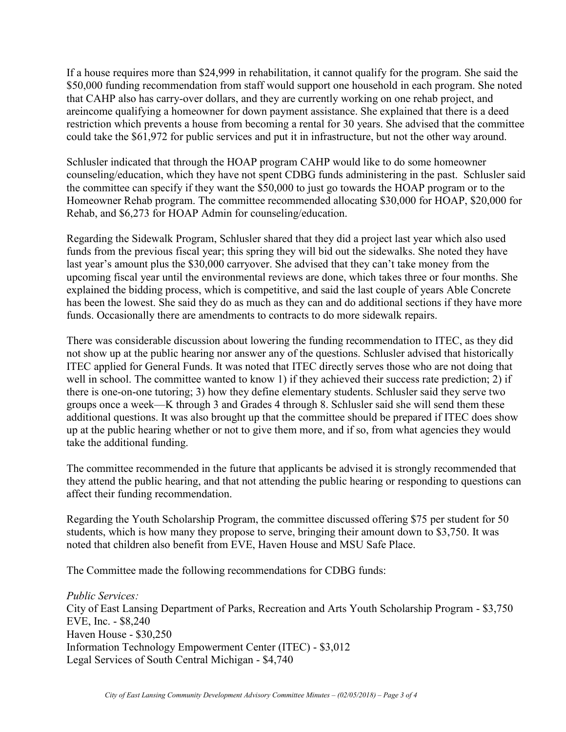If a house requires more than $24,999 in rehabilitation, it cannot qualify for the program. She said the $50,000 funding recommendation from staff would support one household in each program. She noted that CAHP also has carry-over dollars, and they are currently working on one rehab project, and areincome qualifying a homeowner for down payment assistance. She explained that there is a deed restriction which prevents a house from becoming a rental for 30 years. She advised that the committee could take the $61,972 for public services and put it in infrastructure, but not the other way around.

Schlusler indicated that through the HOAP program CAHP would like to do some homeowner counseling/education, which they have not spent CDBG funds administering in the past. Schlusler said the committee can specify if they want the $50,000 to just go towards the HOAP program or to the Homeowner Rehab program. The committee recommended allocating $30,000 for HOAP, $20,000 for Rehab, and $6,273 for HOAP Admin for counseling/education.

Regarding the Sidewalk Program, Schlusler shared that they did a project last year which also used funds from the previous fiscal year; this spring they will bid out the sidewalks. She noted they have last year's amount plus the $30,000 carryover. She advised that they can't take money from the upcoming fiscal year until the environmental reviews are done, which takes three or four months. She explained the bidding process, which is competitive, and said the last couple of years Able Concrete has been the lowest. She said they do as much as they can and do additional sections if they have more funds. Occasionally there are amendments to contracts to do more sidewalk repairs.

There was considerable discussion about lowering the funding recommendation to ITEC, as they did not show up at the public hearing nor answer any of the questions. Schlusler advised that historically ITEC applied for General Funds. It was noted that ITEC directly serves those who are not doing that well in school. The committee wanted to know 1) if they achieved their success rate prediction; 2) if there is one-on-one tutoring; 3) how they define elementary students. Schlusler said they serve two groups once a week—K through 3 and Grades 4 through 8. Schlusler said she will send them these additional questions. It was also brought up that the committee should be prepared if ITEC does show up at the public hearing whether or not to give them more, and if so, from what agencies they would take the additional funding.

The committee recommended in the future that applicants be advised it is strongly recommended that they attend the public hearing, and that not attending the public hearing or responding to questions can affect their funding recommendation.

Regarding the Youth Scholarship Program, the committee discussed offering $75 per student for 50 students, which is how many they propose to serve, bringing their amount down to $3,750. It was noted that children also benefit from EVE, Haven House and MSU Safe Place.

The Committee made the following recommendations for CDBG funds:

*Public Services:*
City of East Lansing Department of Parks, Recreation and Arts Youth Scholarship Program - $3,750
EVE, Inc. - $8,240
Haven House - $30,250
Information Technology Empowerment Center (ITEC) - $3,012
Legal Services of South Central Michigan - $4,740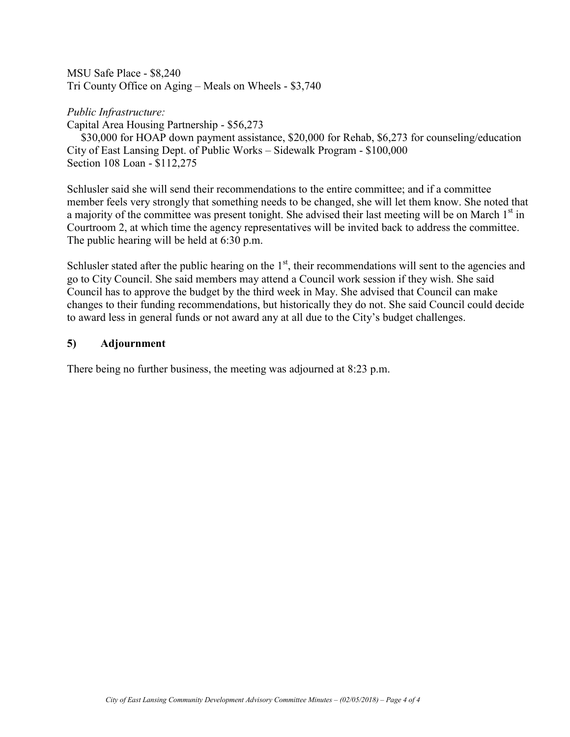MSU Safe Place - $8,240
Tri County Office on Aging – Meals on Wheels - $3,740

*Public Infrastructure:*
Capital Area Housing Partnership - $56,273
$30,000 for HOAP down payment assistance, $20,000 for Rehab, $6,273 for counseling/education
City of East Lansing Dept. of Public Works – Sidewalk Program - $100,000
Section 108 Loan - $112,275

Schlusler said she will send their recommendations to the entire committee; and if a committee member feels very strongly that something needs to be changed, she will let them know. She noted that a majority of the committee was present tonight. She advised their last meeting will be on March 1st in Courtroom 2, at which time the agency representatives will be invited back to address the committee. The public hearing will be held at 6:30 p.m.

Schlusler stated after the public hearing on the 1st, their recommendations will sent to the agencies and go to City Council. She said members may attend a Council work session if they wish. She said Council has to approve the budget by the third week in May. She advised that Council can make changes to their funding recommendations, but historically they do not. She said Council could decide to award less in general funds or not award any at all due to the City's budget challenges.

## 5) Adjournment

There being no further business, the meeting was adjourned at 8:23 p.m.